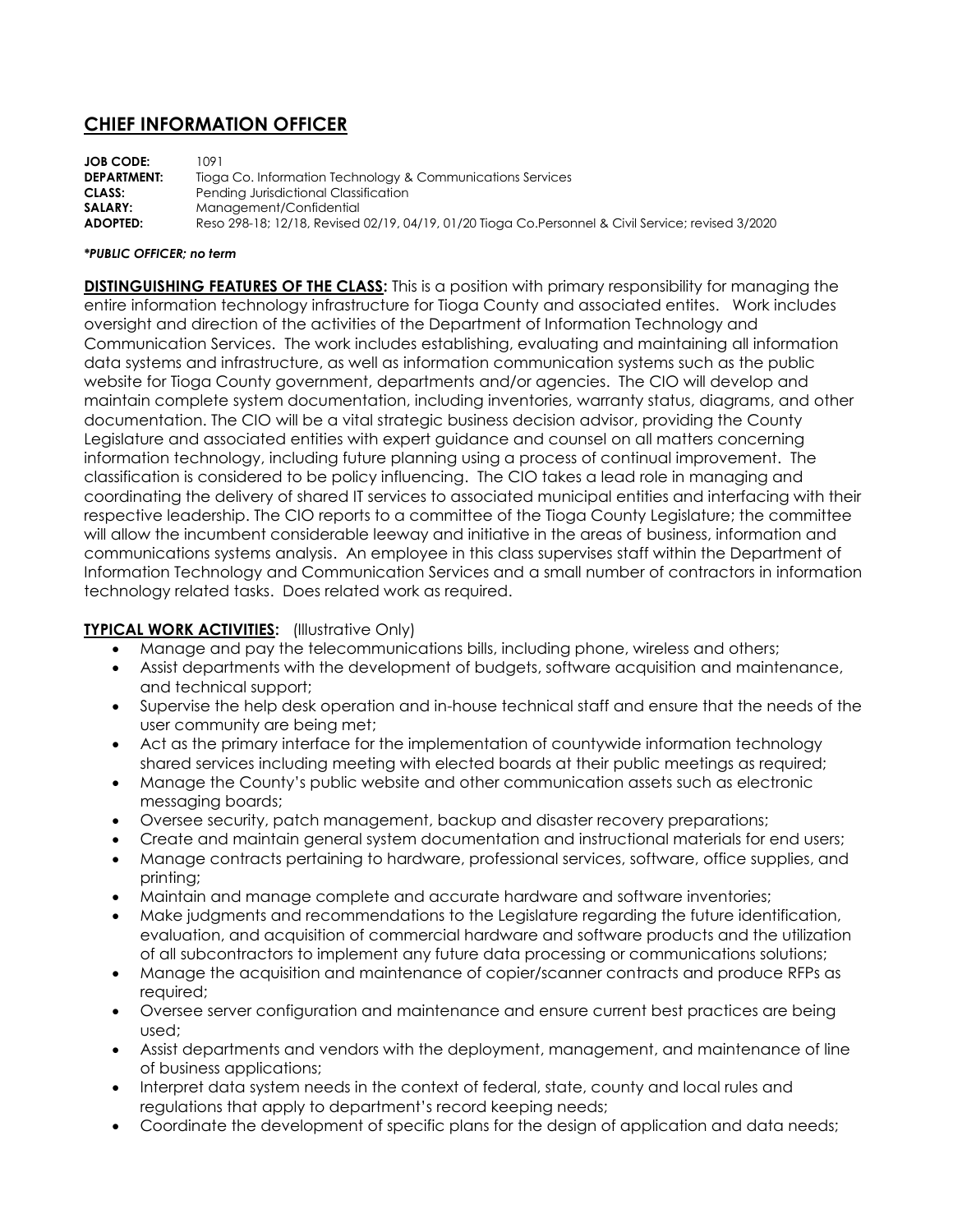# CHIEF INFORMATION OFFICER

**JOB CODE:** 1091
**DEPARTMENT:** Tioga Co. Information Technology & Communications Services
**CLASS:** Pending Jurisdictional Classification
**SALARY:** Management/Confidential
**ADOPTED:** Reso 298-18; 12/18, Revised 02/19, 04/19, 01/20 Tioga Co.Personnel & Civil Service; revised 3/2020

***PUBLIC OFFICER; no term***

**DISTINGUISHING FEATURES OF THE CLASS:** This is a position with primary responsibility for managing the entire information technology infrastructure for Tioga County and associated entites. Work includes oversight and direction of the activities of the Department of Information Technology and Communication Services. The work includes establishing, evaluating and maintaining all information data systems and infrastructure, as well as information communication systems such as the public website for Tioga County government, departments and/or agencies. The CIO will develop and maintain complete system documentation, including inventories, warranty status, diagrams, and other documentation. The CIO will be a vital strategic business decision advisor, providing the County Legislature and associated entities with expert guidance and counsel on all matters concerning information technology, including future planning using a process of continual improvement. The classification is considered to be policy influencing. The CIO takes a lead role in managing and coordinating the delivery of shared IT services to associated municipal entities and interfacing with their respective leadership. The CIO reports to a committee of the Tioga County Legislature; the committee will allow the incumbent considerable leeway and initiative in the areas of business, information and communications systems analysis. An employee in this class supervises staff within the Department of Information Technology and Communication Services and a small number of contractors in information technology related tasks. Does related work as required.

**TYPICAL WORK ACTIVITIES:** (Illustrative Only)

- Manage and pay the telecommunications bills, including phone, wireless and others;
- Assist departments with the development of budgets, software acquisition and maintenance, and technical support;
- Supervise the help desk operation and in-house technical staff and ensure that the needs of the user community are being met;
- Act as the primary interface for the implementation of countywide information technology shared services including meeting with elected boards at their public meetings as required;
- Manage the County's public website and other communication assets such as electronic messaging boards;
- Oversee security, patch management, backup and disaster recovery preparations;
- Create and maintain general system documentation and instructional materials for end users;
- Manage contracts pertaining to hardware, professional services, software, office supplies, and printing;
- Maintain and manage complete and accurate hardware and software inventories;
- Make judgments and recommendations to the Legislature regarding the future identification, evaluation, and acquisition of commercial hardware and software products and the utilization of all subcontractors to implement any future data processing or communications solutions;
- Manage the acquisition and maintenance of copier/scanner contracts and produce RFPs as required;
- Oversee server configuration and maintenance and ensure current best practices are being used;
- Assist departments and vendors with the deployment, management, and maintenance of line of business applications;
- Interpret data system needs in the context of federal, state, county and local rules and regulations that apply to department's record keeping needs;
- Coordinate the development of specific plans for the design of application and data needs;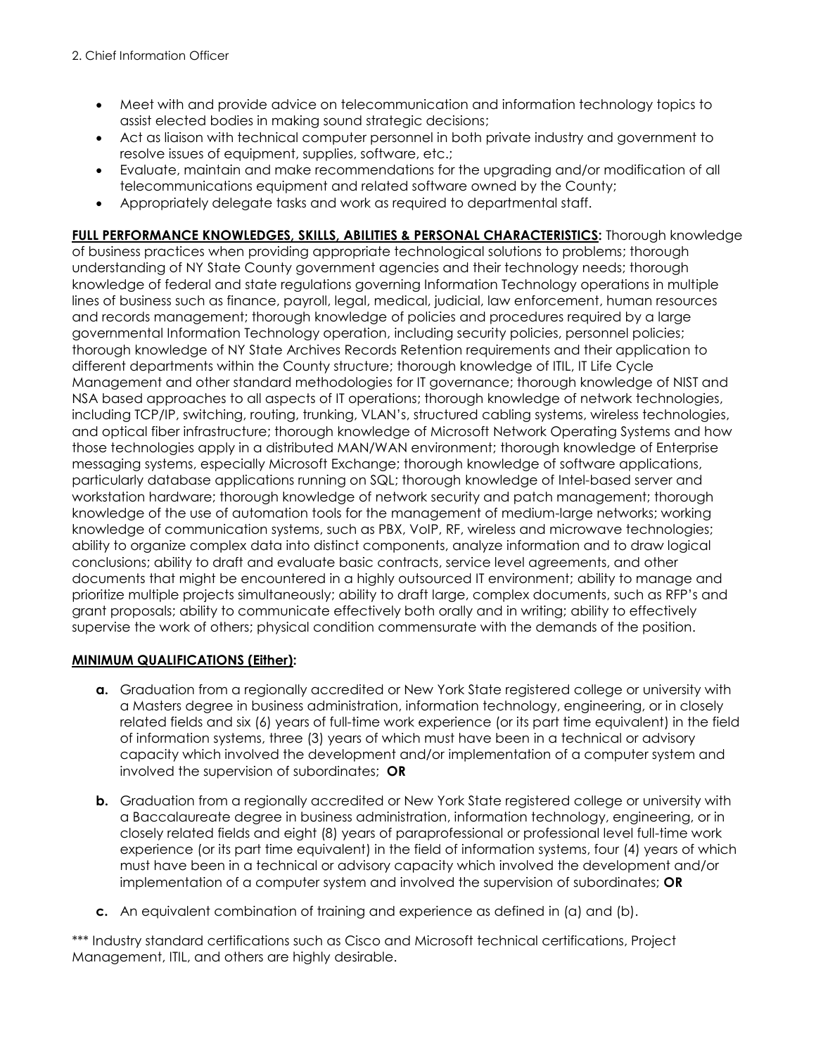- Meet with and provide advice on telecommunication and information technology topics to assist elected bodies in making sound strategic decisions;
- Act as liaison with technical computer personnel in both private industry and government to resolve issues of equipment, supplies, software, etc.;
- Evaluate, maintain and make recommendations for the upgrading and/or modification of all telecommunications equipment and related software owned by the County;
- Appropriately delegate tasks and work as required to departmental staff.

**FULL PERFORMANCE KNOWLEDGES, SKILLS, ABILITIES & PERSONAL CHARACTERISTICS:** Thorough knowledge of business practices when providing appropriate technological solutions to problems; thorough understanding of NY State County government agencies and their technology needs; thorough knowledge of federal and state regulations governing Information Technology operations in multiple lines of business such as finance, payroll, legal, medical, judicial, law enforcement, human resources and records management; thorough knowledge of policies and procedures required by a large governmental Information Technology operation, including security policies, personnel policies; thorough knowledge of NY State Archives Records Retention requirements and their application to different departments within the County structure; thorough knowledge of ITIL, IT Life Cycle Management and other standard methodologies for IT governance; thorough knowledge of NIST and NSA based approaches to all aspects of IT operations; thorough knowledge of network technologies, including TCP/IP, switching, routing, trunking, VLAN's, structured cabling systems, wireless technologies, and optical fiber infrastructure; thorough knowledge of Microsoft Network Operating Systems and how those technologies apply in a distributed MAN/WAN environment; thorough knowledge of Enterprise messaging systems, especially Microsoft Exchange; thorough knowledge of software applications, particularly database applications running on SQL; thorough knowledge of Intel-based server and workstation hardware; thorough knowledge of network security and patch management; thorough knowledge of the use of automation tools for the management of medium-large networks; working knowledge of communication systems, such as PBX, VoIP, RF, wireless and microwave technologies; ability to organize complex data into distinct components, analyze information and to draw logical conclusions; ability to draft and evaluate basic contracts, service level agreements, and other documents that might be encountered in a highly outsourced IT environment; ability to manage and prioritize multiple projects simultaneously; ability to draft large, complex documents, such as RFP's and grant proposals; ability to communicate effectively both orally and in writing; ability to effectively supervise the work of others; physical condition commensurate with the demands of the position.

**MINIMUM QUALIFICATIONS (Either):**

**a.** Graduation from a regionally accredited or New York State registered college or university with a Masters degree in business administration, information technology, engineering, or in closely related fields and six (6) years of full-time work experience (or its part time equivalent) in the field of information systems, three (3) years of which must have been in a technical or advisory capacity which involved the development and/or implementation of a computer system and involved the supervision of subordinates; **OR**

**b.** Graduation from a regionally accredited or New York State registered college or university with a Baccalaureate degree in business administration, information technology, engineering, or in closely related fields and eight (8) years of paraprofessional or professional level full-time work experience (or its part time equivalent) in the field of information systems, four (4) years of which must have been in a technical or advisory capacity which involved the development and/or implementation of a computer system and involved the supervision of subordinates; **OR**

**c.** An equivalent combination of training and experience as defined in (a) and (b).

*** Industry standard certifications such as Cisco and Microsoft technical certifications, Project Management, ITIL, and others are highly desirable.